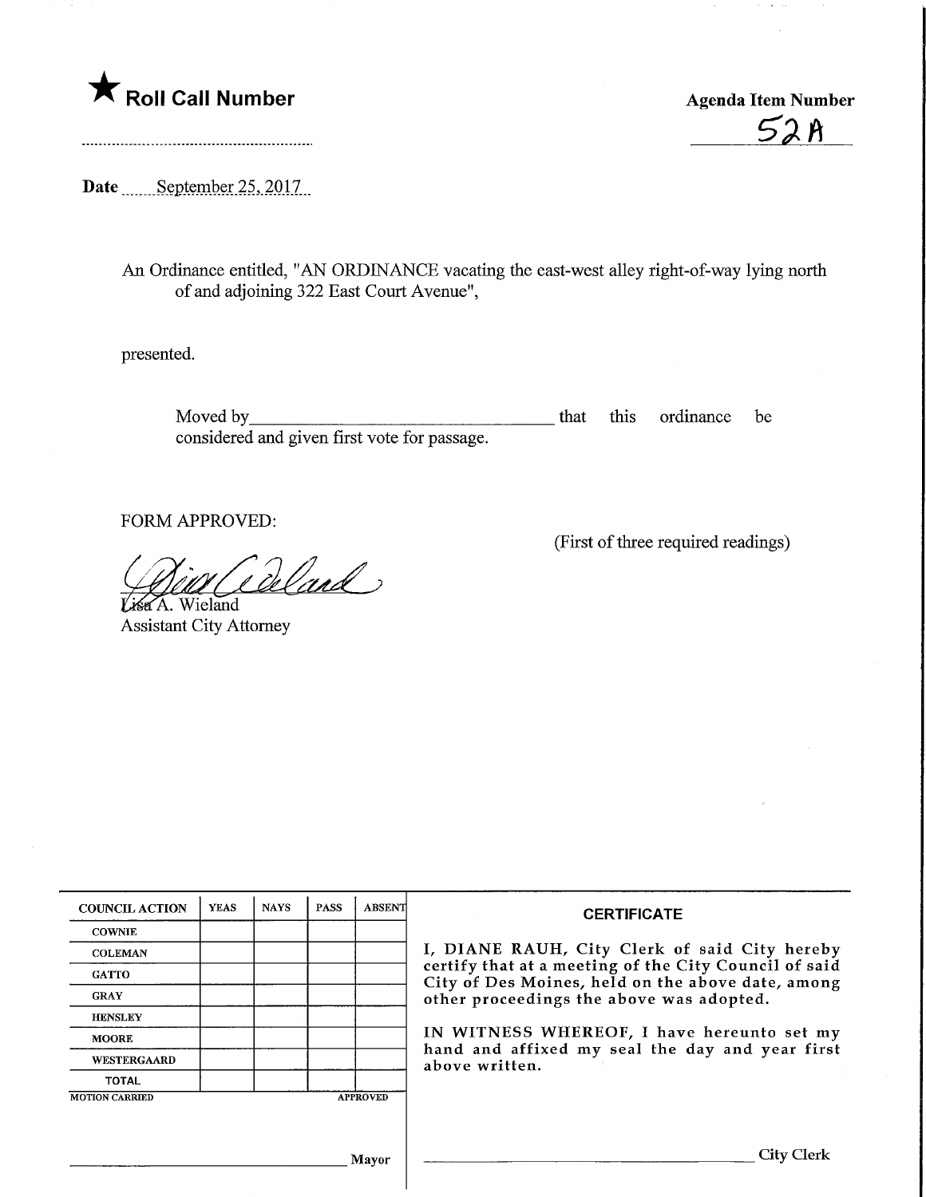★ **Roll Call Number**

**Agenda Item Number**

52A

**Date** September 25, 2017

An Ordinance entitled, "AN ORDINANCE vacating the east-west alley right-of-way lying north of and adjoining 322 East Court Avenue",

presented.

Moved by\_\_\_\_\_\_\_\_\_\_\_\_\_\_\_\_\_\_\_\_\_\_\_\_\_\_\_\_\_\_ that this ordinance be considered and given first vote for passage.

FORM APPROVED:

(First of three required readings)

Lisa A. Wieland
Assistant City Attorney

| COUNCIL ACTION | YEAS | NAYS | PASS | ABSENT |
|---|---|---|---|---|
| COWNIE | | | | |
| COLEMAN | | | | |
| GATTO | | | | |
| GRAY | | | | |
| HENSLEY | | | | |
| MOORE | | | | |
| WESTERGAARD | | | | |
| TOTAL | | | | |
| MOTION CARRIED | | | | APPROVED |

\_\_\_\_\_\_\_\_\_\_\_\_\_\_\_\_\_\_\_\_\_\_\_\_\_\_ Mayor

**CERTIFICATE**

I, DIANE RAUH, City Clerk of said City hereby certify that at a meeting of the City Council of said City of Des Moines, held on the above date, among other proceedings the above was adopted.

IN WITNESS WHEREOF, I have hereunto set my hand and affixed my seal the day and year first above written.

\_\_\_\_\_\_\_\_\_\_\_\_\_\_\_\_\_\_\_\_\_\_\_\_\_\_ City Clerk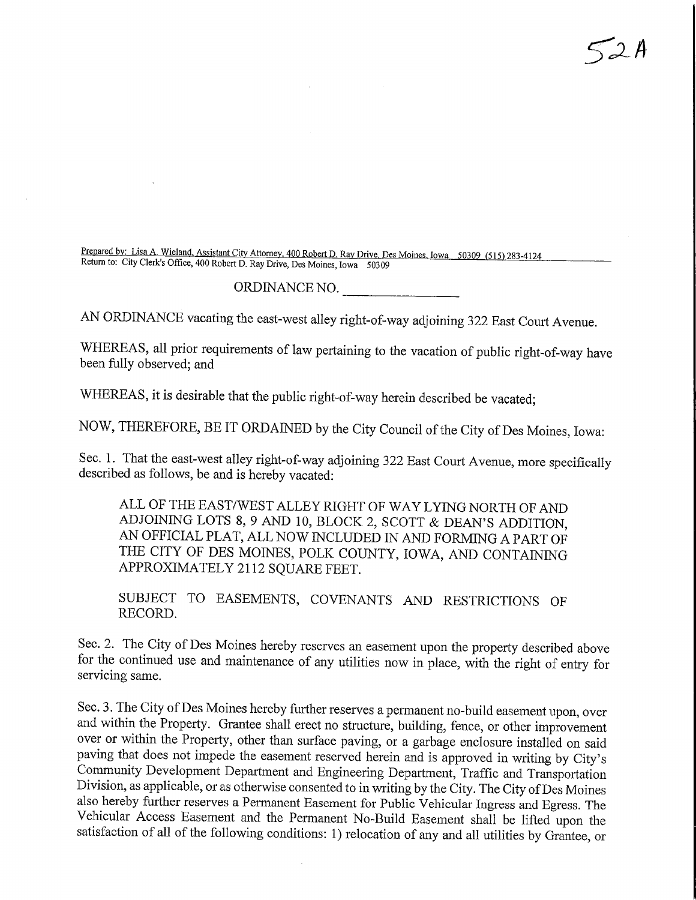52A

Prepared by: Lisa A. Wieland, Assistant City Attorney, 400 Robert D. Ray Drive, Des Moines, Iowa 50309 (515) 283-4124
Return to: City Clerk's Office, 400 Robert D. Ray Drive, Des Moines, Iowa 50309

ORDINANCE NO. ________________

AN ORDINANCE vacating the east-west alley right-of-way adjoining 322 East Court Avenue.

WHEREAS, all prior requirements of law pertaining to the vacation of public right-of-way have been fully observed; and

WHEREAS, it is desirable that the public right-of-way herein described be vacated;

NOW, THEREFORE, BE IT ORDAINED by the City Council of the City of Des Moines, Iowa:

Sec. 1. That the east-west alley right-of-way adjoining 322 East Court Avenue, more specifically described as follows, be and is hereby vacated:

> ALL OF THE EAST/WEST ALLEY RIGHT OF WAY LYING NORTH OF AND ADJOINING LOTS 8, 9 AND 10, BLOCK 2, SCOTT & DEAN'S ADDITION, AN OFFICIAL PLAT, ALL NOW INCLUDED IN AND FORMING A PART OF THE CITY OF DES MOINES, POLK COUNTY, IOWA, AND CONTAINING APPROXIMATELY 2112 SQUARE FEET.
>
> SUBJECT TO EASEMENTS, COVENANTS AND RESTRICTIONS OF RECORD.

Sec. 2. The City of Des Moines hereby reserves an easement upon the property described above for the continued use and maintenance of any utilities now in place, with the right of entry for servicing same.

Sec. 3. The City of Des Moines hereby further reserves a permanent no-build easement upon, over and within the Property. Grantee shall erect no structure, building, fence, or other improvement over or within the Property, other than surface paving, or a garbage enclosure installed on said paving that does not impede the easement reserved herein and is approved in writing by City's Community Development Department and Engineering Department, Traffic and Transportation Division, as applicable, or as otherwise consented to in writing by the City. The City of Des Moines also hereby further reserves a Permanent Easement for Public Vehicular Ingress and Egress. The Vehicular Access Easement and the Permanent No-Build Easement shall be lifted upon the satisfaction of all of the following conditions: 1) relocation of any and all utilities by Grantee, or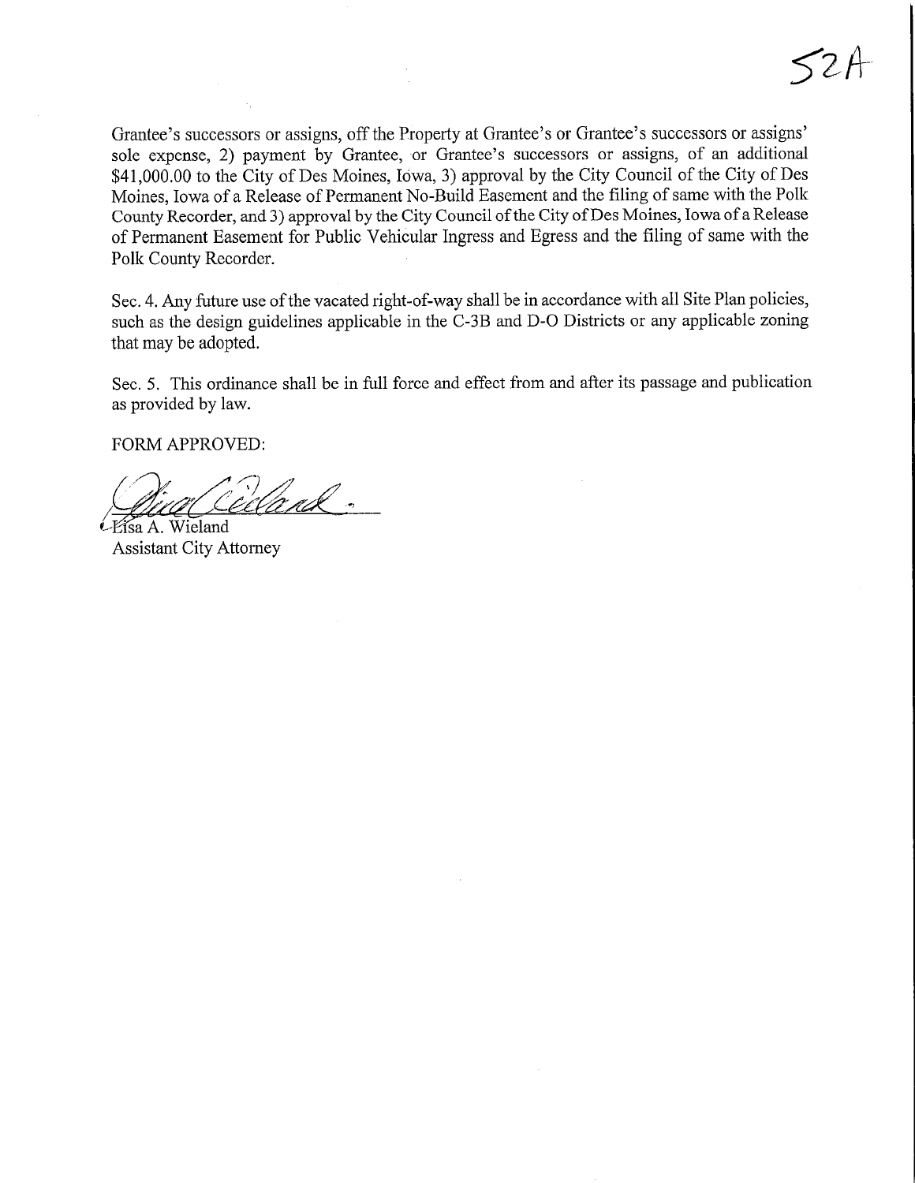52A

Grantee's successors or assigns, off the Property at Grantee's or Grantee's successors or assigns' sole expense, 2) payment by Grantee, or Grantee's successors or assigns, of an additional $41,000.00 to the City of Des Moines, Iowa, 3) approval by the City Council of the City of Des Moines, Iowa of a Release of Permanent No-Build Easement and the filing of same with the Polk County Recorder, and 3) approval by the City Council of the City of Des Moines, Iowa of a Release of Permanent Easement for Public Vehicular Ingress and Egress and the filing of same with the Polk County Recorder.

Sec. 4. Any future use of the vacated right-of-way shall be in accordance with all Site Plan policies, such as the design guidelines applicable in the C-3B and D-O Districts or any applicable zoning that may be adopted.

Sec. 5. This ordinance shall be in full force and effect from and after its passage and publication as provided by law.

FORM APPROVED:

Lisa A. Wieland
Assistant City Attorney